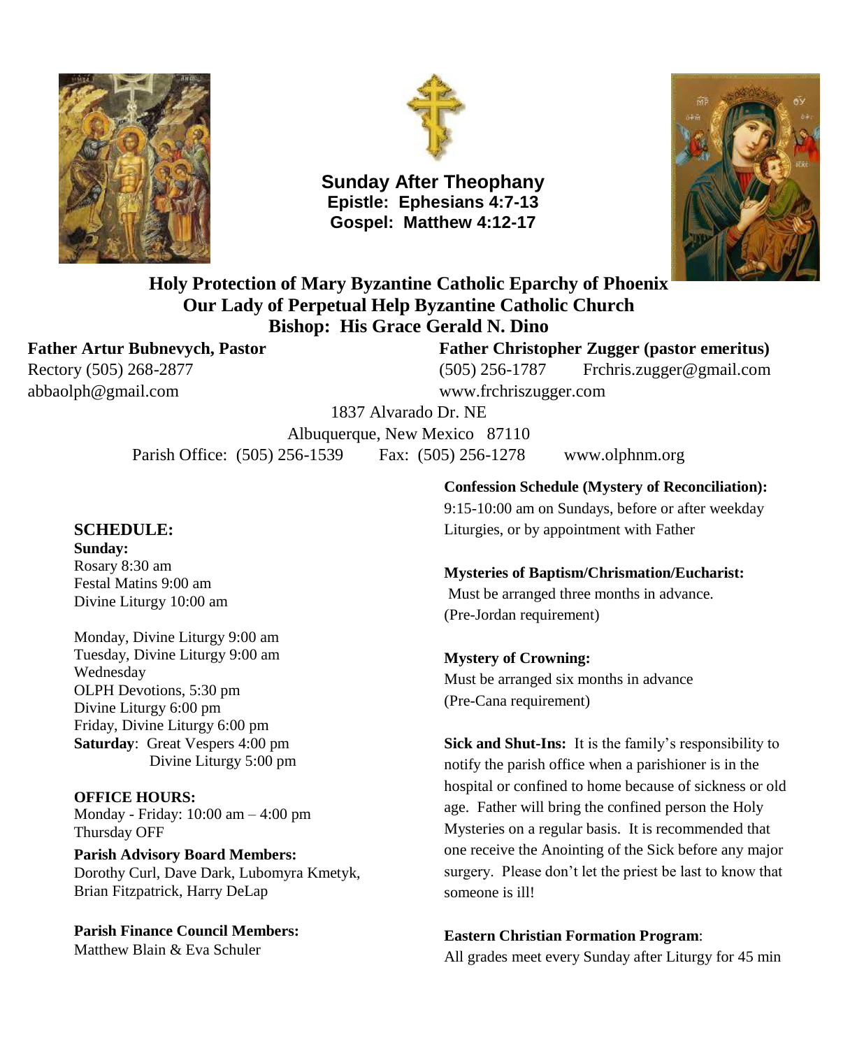**Sunday After Theophany**
**Epistle: Ephesians 4:7-13**
**Gospel: Matthew 4:12-17**

## Holy Protection of Mary Byzantine Catholic Eparchy of Phoenix
## Our Lady of Perpetual Help Byzantine Catholic Church
## Bishop: His Grace Gerald N. Dino

**Father Artur Bubnevych, Pastor**
Rectory (505) 268-2877
abbaolph@gmail.com

**Father Christopher Zugger (pastor emeritus)**
(505) 256-1787 Frchris.zugger@gmail.com
www.frchriszugger.com

1837 Alvarado Dr. NE
Albuquerque, New Mexico 87110
Parish Office: (505) 256-1539 Fax: (505) 256-1278 www.olphnm.org

### SCHEDULE:

**Sunday:**
Rosary 8:30 am
Festal Matins 9:00 am
Divine Liturgy 10:00 am

Monday, Divine Liturgy 9:00 am
Tuesday, Divine Liturgy 9:00 am
Wednesday
OLPH Devotions, 5:30 pm
Divine Liturgy 6:00 pm
Friday, Divine Liturgy 6:00 pm
**Saturday**: Great Vespers 4:00 pm
Divine Liturgy 5:00 pm

**OFFICE HOURS:**
Monday - Friday: 10:00 am – 4:00 pm
Thursday OFF

**Parish Advisory Board Members:**
Dorothy Curl, Dave Dark, Lubomyra Kmetyk, Brian Fitzpatrick, Harry DeLap

**Parish Finance Council Members:**
Matthew Blain & Eva Schuler

**Confession Schedule (Mystery of Reconciliation):**
9:15-10:00 am on Sundays, before or after weekday Liturgies, or by appointment with Father

**Mysteries of Baptism/Chrismation/Eucharist:**
Must be arranged three months in advance. (Pre-Jordan requirement)

**Mystery of Crowning:**
Must be arranged six months in advance (Pre-Cana requirement)

**Sick and Shut-Ins:** It is the family's responsibility to notify the parish office when a parishioner is in the hospital or confined to home because of sickness or old age. Father will bring the confined person the Holy Mysteries on a regular basis. It is recommended that one receive the Anointing of the Sick before any major surgery. Please don't let the priest be last to know that someone is ill!

**Eastern Christian Formation Program**:
All grades meet every Sunday after Liturgy for 45 min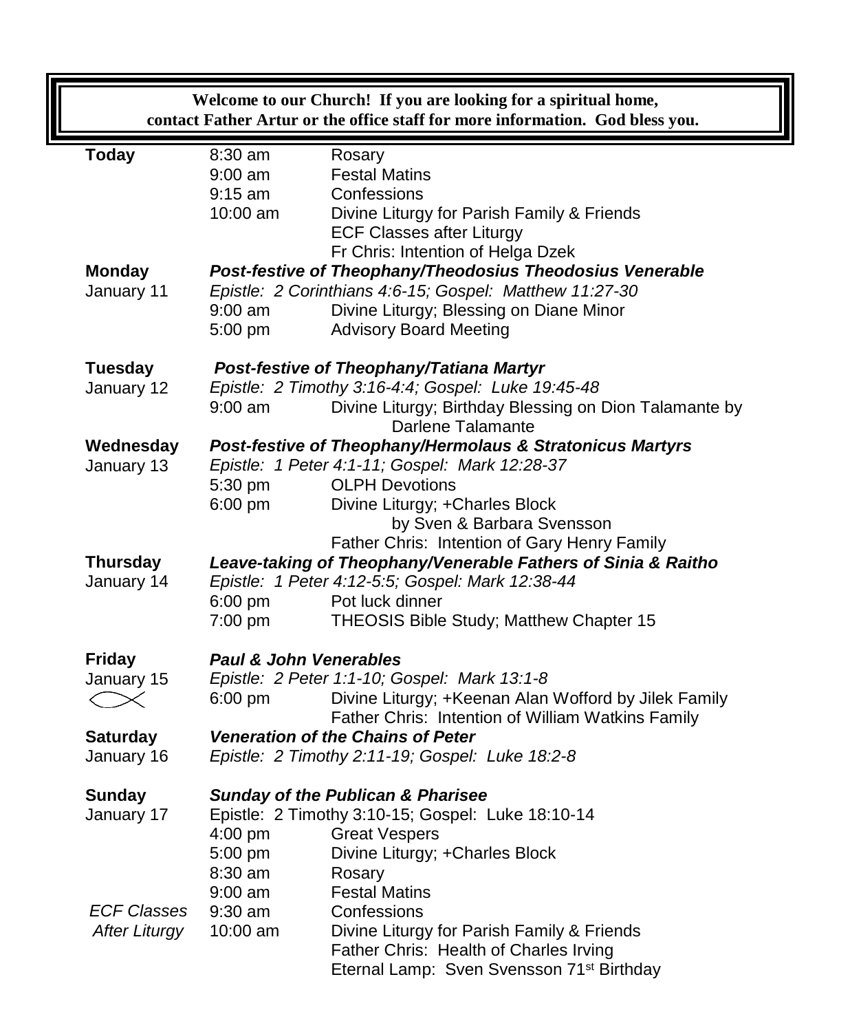**Welcome to our Church! If you are looking for a spiritual home, contact Father Artur or the office staff for more information. God bless you.**

| | | |
|---|---|---|
| **Today** | 8:30 am | Rosary |
| | 9:00 am | Festal Matins |
| | 9:15 am | Confessions |
| | 10:00 am | Divine Liturgy for Parish Family & Friends |
| | | ECF Classes after Liturgy |
| | | Fr Chris: Intention of Helga Dzek |
| **Monday** | ***Post-festive of Theophany/Theodosius Theodosius Venerable*** | |
| January 11 | *Epistle: 2 Corinthians 4:6-15; Gospel: Matthew 11:27-30* | |
| | 9:00 am | Divine Liturgy; Blessing on Diane Minor |
| | 5:00 pm | Advisory Board Meeting |
| **Tuesday** | ***Post-festive of Theophany/Tatiana Martyr*** | |
| January 12 | *Epistle: 2 Timothy 3:16-4:4; Gospel: Luke 19:45-48* | |
| | 9:00 am | Divine Liturgy; Birthday Blessing on Dion Talamante by Darlene Talamante |
| **Wednesday** | ***Post-festive of Theophany/Hermolaus & Stratonicus Martyrs*** | |
| January 13 | *Epistle: 1 Peter 4:1-11; Gospel: Mark 12:28-37* | |
| | 5:30 pm | OLPH Devotions |
| | 6:00 pm | Divine Liturgy; +Charles Block by Sven & Barbara Svensson |
| | | Father Chris: Intention of Gary Henry Family |
| **Thursday** | ***Leave-taking of Theophany/Venerable Fathers of Sinia & Raitho*** | |
| January 14 | *Epistle: 1 Peter 4:12-5:5; Gospel: Mark 12:38-44* | |
| | 6:00 pm | Pot luck dinner |
| | 7:00 pm | THEOSIS Bible Study; Matthew Chapter 15 |
| **Friday** | ***Paul & John Venerables*** | |
| January 15 | *Epistle: 2 Peter 1:1-10; Gospel: Mark 13:1-8* | |
| | 6:00 pm | Divine Liturgy; +Keenan Alan Wofford by Jilek Family |
| | | Father Chris: Intention of William Watkins Family |
| **Saturday** | ***Veneration of the Chains of Peter*** | |
| January 16 | *Epistle: 2 Timothy 2:11-19; Gospel: Luke 18:2-8* | |
| **Sunday** | ***Sunday of the Publican & Pharisee*** | |
| January 17 | Epistle: 2 Timothy 3:10-15; Gospel: Luke 18:10-14 | |
| | 4:00 pm | Great Vespers |
| | 5:00 pm | Divine Liturgy; +Charles Block |
| | 8:30 am | Rosary |
| | 9:00 am | Festal Matins |
| *ECF Classes* | 9:30 am | Confessions |
| *After Liturgy* | 10:00 am | Divine Liturgy for Parish Family & Friends |
| | | Father Chris: Health of Charles Irving |
| | | Eternal Lamp: Sven Svensson 71st Birthday |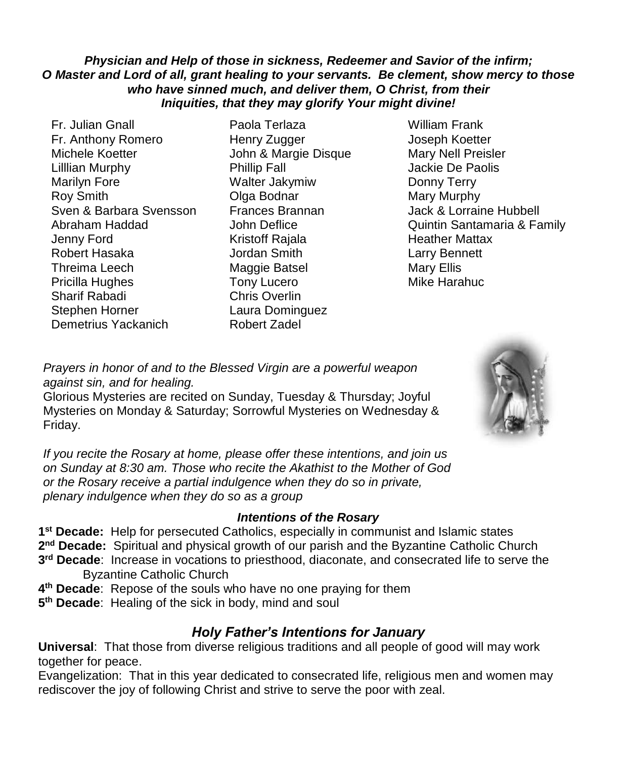***Physician and Help of those in sickness, Redeemer and Savior of the infirm; O Master and Lord of all, grant healing to your servants. Be clement, show mercy to those who have sinned much, and deliver them, O Christ, from their Iniquities, that they may glorify Your might divine!***

Fr. Julian Gnall
Fr. Anthony Romero
Michele Koetter
Lilllian Murphy
Marilyn Fore
Roy Smith
Sven & Barbara Svensson
Abraham Haddad
Jenny Ford
Robert Hasaka
Threima Leech
Pricilla Hughes
Sharif Rabadi
Stephen Horner
Demetrius Yackanich
Paola Terlaza
Henry Zugger
John & Margie Disque
Phillip Fall
Walter Jakymiw
Olga Bodnar
Frances Brannan
John Deflice
Kristoff Rajala
Jordan Smith
Maggie Batsel
Tony Lucero
Chris Overlin
Laura Dominguez
Robert Zadel
William Frank
Joseph Koetter
Mary Nell Preisler
Jackie De Paolis
Donny Terry
Mary Murphy
Jack & Lorraine Hubbell
Quintin Santamaria & Family
Heather Mattax
Larry Bennett
Mary Ellis
Mike Harahuc

*Prayers in honor of and to the Blessed Virgin are a powerful weapon against sin, and for healing.*
Glorious Mysteries are recited on Sunday, Tuesday & Thursday; Joyful Mysteries on Monday & Saturday; Sorrowful Mysteries on Wednesday & Friday.

*If you recite the Rosary at home, please offer these intentions, and join us on Sunday at 8:30 am. Those who recite the Akathist to the Mother of God or the Rosary receive a partial indulgence when they do so in private, plenary indulgence when they do so as a group*

***Intentions of the Rosary***

**1st Decade:** Help for persecuted Catholics, especially in communist and Islamic states
**2nd Decade:** Spiritual and physical growth of our parish and the Byzantine Catholic Church
**3rd Decade**: Increase in vocations to priesthood, diaconate, and consecrated life to serve the Byzantine Catholic Church
**4th Decade**: Repose of the souls who have no one praying for them
**5th Decade**: Healing of the sick in body, mind and soul

## *Holy Father's Intentions for January*

**Universal**: That those from diverse religious traditions and all people of good will may work together for peace.
Evangelization: That in this year dedicated to consecrated life, religious men and women may rediscover the joy of following Christ and strive to serve the poor with zeal.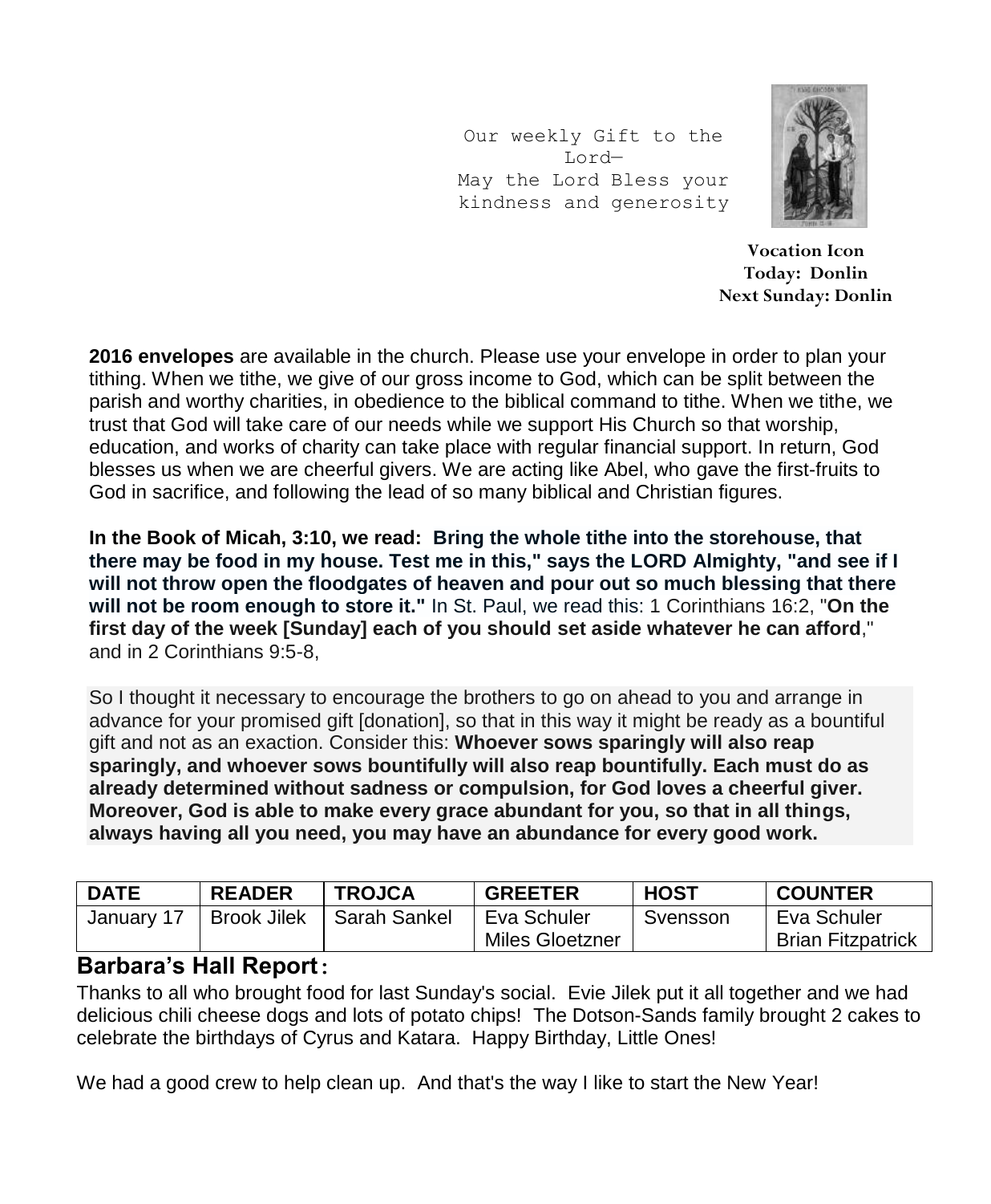Our weekly Gift to the Lord—
May the Lord Bless your kindness and generosity

**Vocation Icon**
**Today: Donlin**
**Next Sunday: Donlin**

**2016 envelopes** are available in the church. Please use your envelope in order to plan your tithing. When we tithe, we give of our gross income to God, which can be split between the parish and worthy charities, in obedience to the biblical command to tithe. When we tithe, we trust that God will take care of our needs while we support His Church so that worship, education, and works of charity can take place with regular financial support. In return, God blesses us when we are cheerful givers. We are acting like Abel, who gave the first-fruits to God in sacrifice, and following the lead of so many biblical and Christian figures.

**In the Book of Micah, 3:10, we read: Bring the whole tithe into the storehouse, that there may be food in my house. Test me in this," says the LORD Almighty, "and see if I will not throw open the floodgates of heaven and pour out so much blessing that there will not be room enough to store it."** In St. Paul, we read this: 1 Corinthians 16:2, "**On the first day of the week [Sunday] each of you should set aside whatever he can afford**," and in 2 Corinthians 9:5-8,

So I thought it necessary to encourage the brothers to go on ahead to you and arrange in advance for your promised gift [donation], so that in this way it might be ready as a bountiful gift and not as an exaction. Consider this: **Whoever sows sparingly will also reap sparingly, and whoever sows bountifully will also reap bountifully. Each must do as already determined without sadness or compulsion, for God loves a cheerful giver. Moreover, God is able to make every grace abundant for you, so that in all things, always having all you need, you may have an abundance for every good work.**

| DATE | READER | TROJCA | GREETER | HOST | COUNTER |
| --- | --- | --- | --- | --- | --- |
| January 17 | Brook Jilek | Sarah Sankel | Eva Schuler<br>Miles Gloetzner | Svensson | Eva Schuler<br>Brian Fitzpatrick |

## Barbara's Hall Report:

Thanks to all who brought food for last Sunday's social. Evie Jilek put it all together and we had delicious chili cheese dogs and lots of potato chips! The Dotson-Sands family brought 2 cakes to celebrate the birthdays of Cyrus and Katara. Happy Birthday, Little Ones!

We had a good crew to help clean up. And that's the way I like to start the New Year!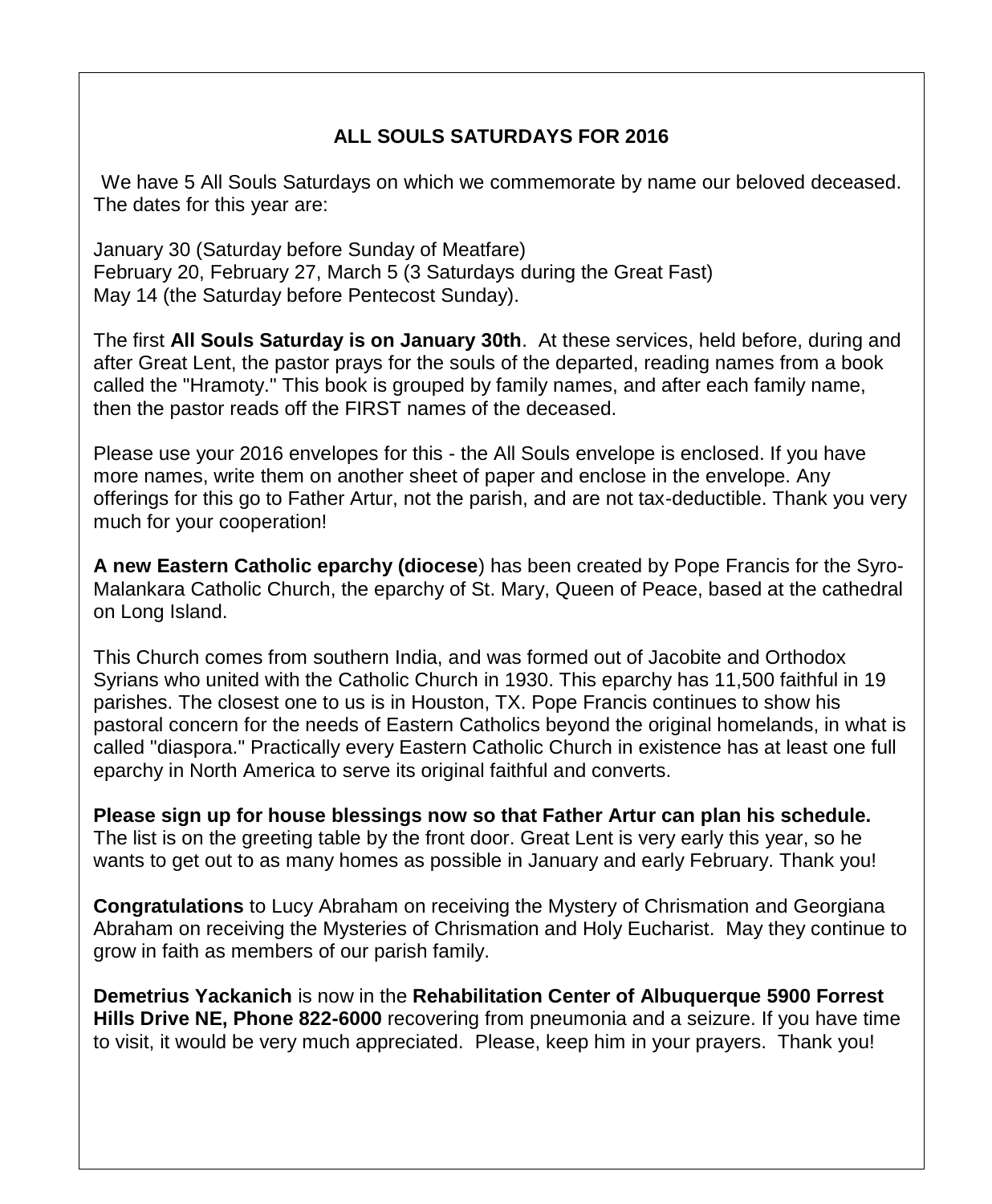## ALL SOULS SATURDAYS FOR 2016

We have 5 All Souls Saturdays on which we commemorate by name our beloved deceased. The dates for this year are:

January 30 (Saturday before Sunday of Meatfare)
February 20, February 27, March 5 (3 Saturdays during the Great Fast)
May 14 (the Saturday before Pentecost Sunday).

The first **All Souls Saturday is on January 30th**. At these services, held before, during and after Great Lent, the pastor prays for the souls of the departed, reading names from a book called the "Hramoty." This book is grouped by family names, and after each family name, then the pastor reads off the FIRST names of the deceased.

Please use your 2016 envelopes for this - the All Souls envelope is enclosed. If you have more names, write them on another sheet of paper and enclose in the envelope. Any offerings for this go to Father Artur, not the parish, and are not tax-deductible. Thank you very much for your cooperation!

**A new Eastern Catholic eparchy (diocese**) has been created by Pope Francis for the Syro-Malankara Catholic Church, the eparchy of St. Mary, Queen of Peace, based at the cathedral on Long Island.

This Church comes from southern India, and was formed out of Jacobite and Orthodox Syrians who united with the Catholic Church in 1930. This eparchy has 11,500 faithful in 19 parishes. The closest one to us is in Houston, TX. Pope Francis continues to show his pastoral concern for the needs of Eastern Catholics beyond the original homelands, in what is called "diaspora." Practically every Eastern Catholic Church in existence has at least one full eparchy in North America to serve its original faithful and converts.

**Please sign up for house blessings now so that Father Artur can plan his schedule.** The list is on the greeting table by the front door. Great Lent is very early this year, so he wants to get out to as many homes as possible in January and early February. Thank you!

**Congratulations** to Lucy Abraham on receiving the Mystery of Chrismation and Georgiana Abraham on receiving the Mysteries of Chrismation and Holy Eucharist. May they continue to grow in faith as members of our parish family.

**Demetrius Yackanich** is now in the **Rehabilitation Center of Albuquerque 5900 Forrest Hills Drive NE, Phone 822-6000** recovering from pneumonia and a seizure. If you have time to visit, it would be very much appreciated. Please, keep him in your prayers. Thank you!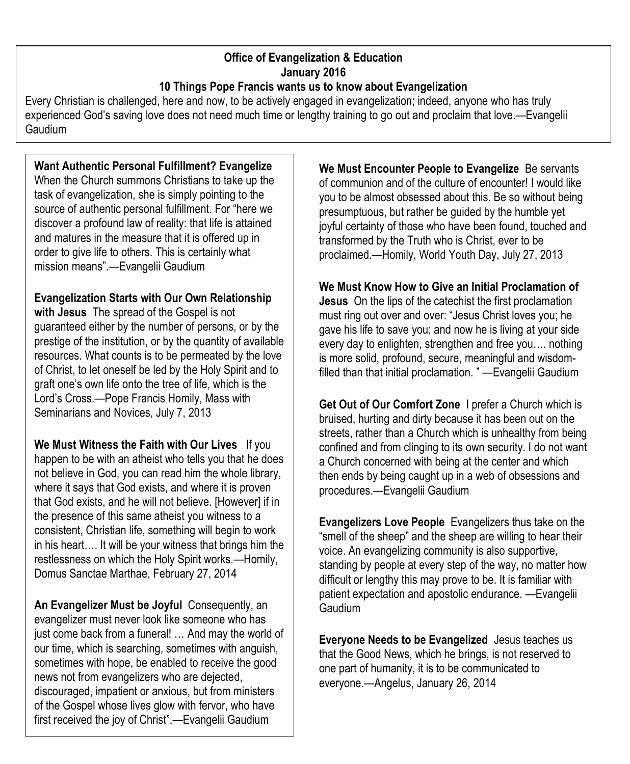**Office of Evangelization & Education**
**January 2016**
**10 Things Pope Francis wants us to know about Evangelization**

Every Christian is challenged, here and now, to be actively engaged in evangelization; indeed, anyone who has truly experienced God's saving love does not need much time or lengthy training to go out and proclaim that love.—Evangelii Gaudium

**Want Authentic Personal Fulfillment? Evangelize** When the Church summons Christians to take up the task of evangelization, she is simply pointing to the source of authentic personal fulfillment. For "here we discover a profound law of reality: that life is attained and matures in the measure that it is offered up in order to give life to others. This is certainly what mission means".—Evangelii Gaudium

**Evangelization Starts with Our Own Relationship with Jesus** The spread of the Gospel is not guaranteed either by the number of persons, or by the prestige of the institution, or by the quantity of available resources. What counts is to be permeated by the love of Christ, to let oneself be led by the Holy Spirit and to graft one's own life onto the tree of life, which is the Lord's Cross.—Pope Francis Homily, Mass with Seminarians and Novices, July 7, 2013

**We Must Witness the Faith with Our Lives** If you happen to be with an atheist who tells you that he does not believe in God, you can read him the whole library, where it says that God exists, and where it is proven that God exists, and he will not believe. [However] if in the presence of this same atheist you witness to a consistent, Christian life, something will begin to work in his heart…. It will be your witness that brings him the restlessness on which the Holy Spirit works.—Homily, Domus Sanctae Marthae, February 27, 2014

**An Evangelizer Must be Joyful** Consequently, an evangelizer must never look like someone who has just come back from a funeral! … And may the world of our time, which is searching, sometimes with anguish, sometimes with hope, be enabled to receive the good news not from evangelizers who are dejected, discouraged, impatient or anxious, but from ministers of the Gospel whose lives glow with fervor, who have first received the joy of Christ".—Evangelii Gaudium

**We Must Encounter People to Evangelize** Be servants of communion and of the culture of encounter! I would like you to be almost obsessed about this. Be so without being presumptuous, but rather be guided by the humble yet joyful certainty of those who have been found, touched and transformed by the Truth who is Christ, ever to be proclaimed.—Homily, World Youth Day, July 27, 2013

**We Must Know How to Give an Initial Proclamation of Jesus** On the lips of the catechist the first proclamation must ring out over and over: "Jesus Christ loves you; he gave his life to save you; and now he is living at your side every day to enlighten, strengthen and free you…. nothing is more solid, profound, secure, meaningful and wisdom-filled than that initial proclamation. " —Evangelii Gaudium

**Get Out of Our Comfort Zone** I prefer a Church which is bruised, hurting and dirty because it has been out on the streets, rather than a Church which is unhealthy from being confined and from clinging to its own security. I do not want a Church concerned with being at the center and which then ends by being caught up in a web of obsessions and procedures.—Evangelii Gaudium

**Evangelizers Love People** Evangelizers thus take on the "smell of the sheep" and the sheep are willing to hear their voice. An evangelizing community is also supportive, standing by people at every step of the way, no matter how difficult or lengthy this may prove to be. It is familiar with patient expectation and apostolic endurance. —Evangelii Gaudium

**Everyone Needs to be Evangelized** Jesus teaches us that the Good News, which he brings, is not reserved to one part of humanity, it is to be communicated to everyone.—Angelus, January 26, 2014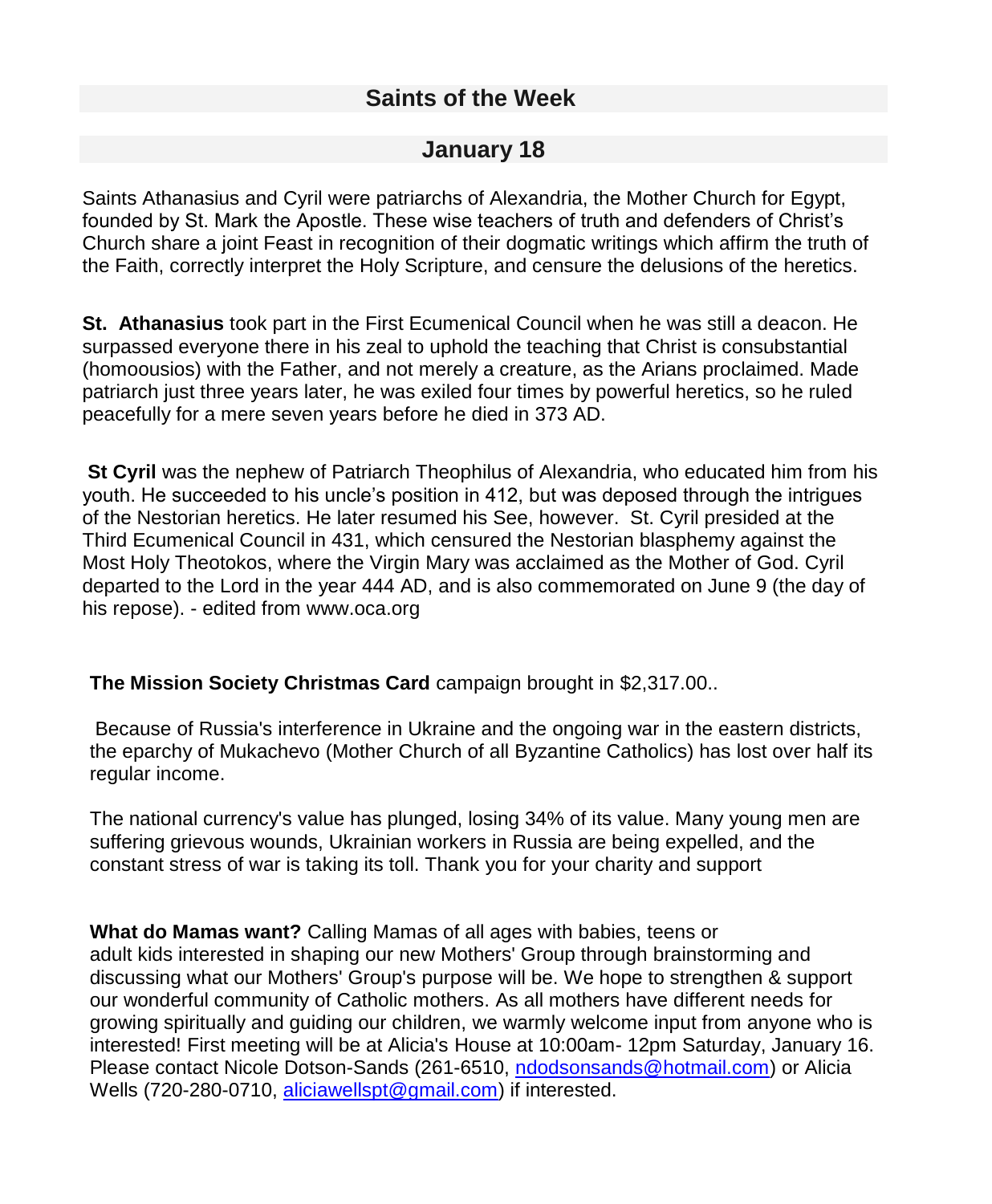## Saints of the Week

## January 18

Saints Athanasius and Cyril were patriarchs of Alexandria, the Mother Church for Egypt, founded by St. Mark the Apostle. These wise teachers of truth and defenders of Christ's Church share a joint Feast in recognition of their dogmatic writings which affirm the truth of the Faith, correctly interpret the Holy Scripture, and censure the delusions of the heretics.

**St. Athanasius** took part in the First Ecumenical Council when he was still a deacon. He surpassed everyone there in his zeal to uphold the teaching that Christ is consubstantial (homoousios) with the Father, and not merely a creature, as the Arians proclaimed. Made patriarch just three years later, he was exiled four times by powerful heretics, so he ruled peacefully for a mere seven years before he died in 373 AD.

**St Cyril** was the nephew of Patriarch Theophilus of Alexandria, who educated him from his youth. He succeeded to his uncle's position in 412, but was deposed through the intrigues of the Nestorian heretics. He later resumed his See, however. St. Cyril presided at the Third Ecumenical Council in 431, which censured the Nestorian blasphemy against the Most Holy Theotokos, where the Virgin Mary was acclaimed as the Mother of God. Cyril departed to the Lord in the year 444 AD, and is also commemorated on June 9 (the day of his repose). - edited from www.oca.org

**The Mission Society Christmas Card** campaign brought in $2,317.00..

Because of Russia's interference in Ukraine and the ongoing war in the eastern districts, the eparchy of Mukachevo (Mother Church of all Byzantine Catholics) has lost over half its regular income.

The national currency's value has plunged, losing 34% of its value. Many young men are suffering grievous wounds, Ukrainian workers in Russia are being expelled, and the constant stress of war is taking its toll. Thank you for your charity and support

**What do Mamas want?** Calling Mamas of all ages with babies, teens or adult kids interested in shaping our new Mothers' Group through brainstorming and discussing what our Mothers' Group's purpose will be. We hope to strengthen & support our wonderful community of Catholic mothers. As all mothers have different needs for growing spiritually and guiding our children, we warmly welcome input from anyone who is interested! First meeting will be at Alicia's House at 10:00am- 12pm Saturday, January 16. Please contact Nicole Dotson-Sands (261-6510, ndodsonsands@hotmail.com) or Alicia Wells (720-280-0710, aliciawellspt@gmail.com) if interested.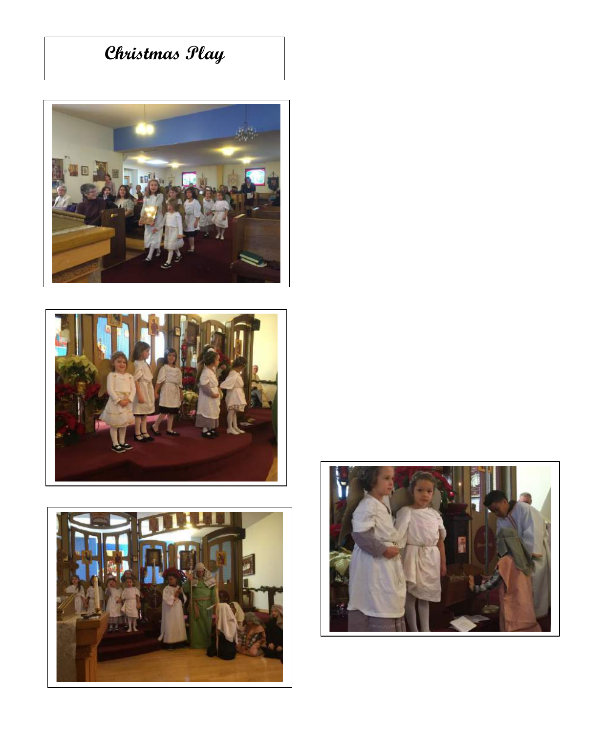# Christmas Play